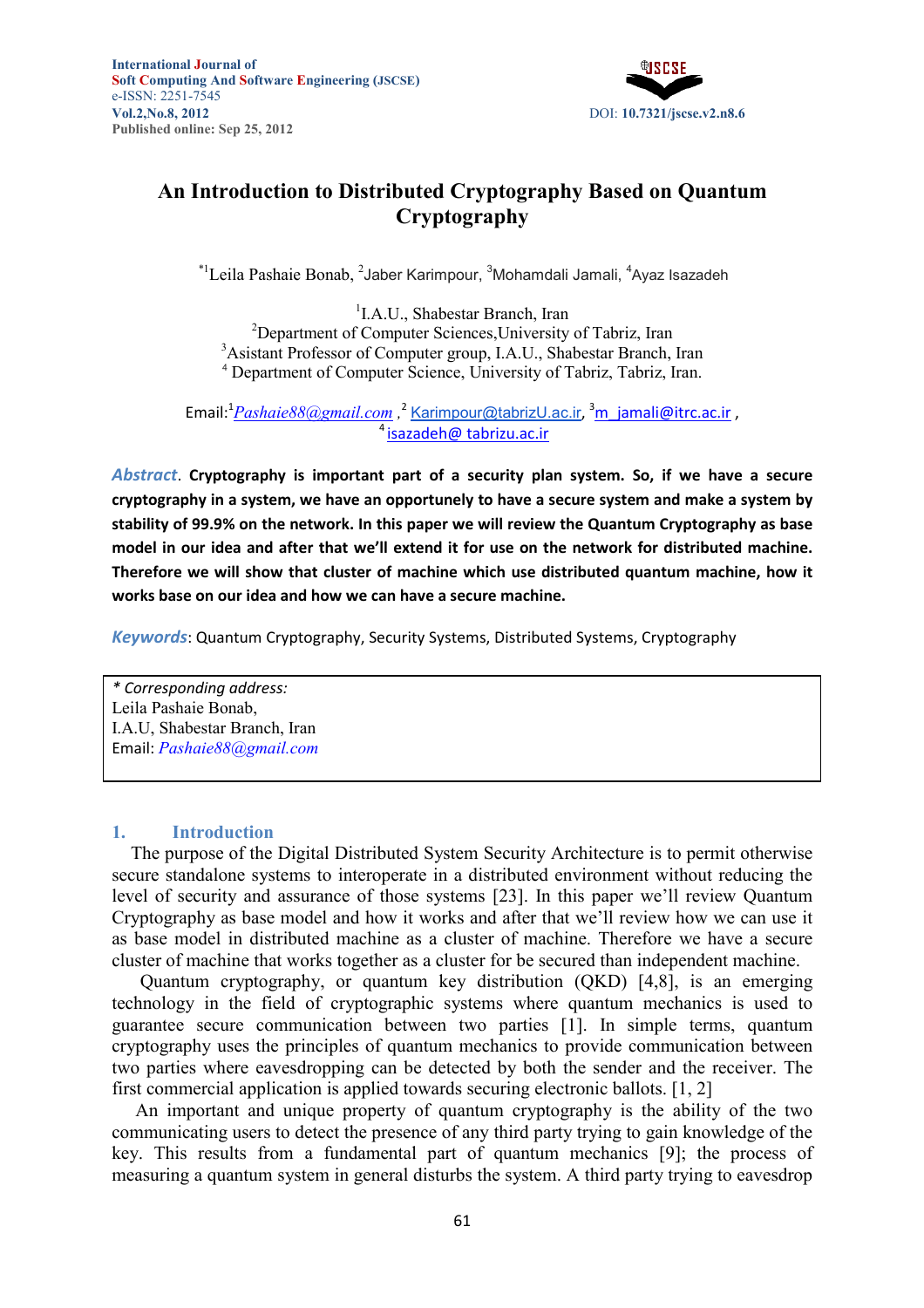International Journal of Soft Computing And Software Engineering (JSCSE)
e-ISSN: 2251-7545
Vol.2,No.8, 2012
Published online: Sep 25, 2012

DOI: 10.7321/jscse.v2.n8.6

# An Introduction to Distributed Cryptography Based on Quantum Cryptography

*[1]Leila Pashaie Bonab, [2]Jaber Karimpour, [3]Mohamdali Jamali, [4]Ayaz Isazadeh

[1]I.A.U., Shabestar Branch, Iran
[2]Department of Computer Sciences,University of Tabriz, Iran
[3]Asistant Professor of Computer group, I.A.U., Shabestar Branch, Iran
[4] Department of Computer Science, University of Tabriz, Tabriz, Iran.

Email:[1]*Pashaie88@gmail.com* ,[2] Karimpour@tabrizU.ac.ir, [3]m_jamali@itrc.ac.ir , [4]isazadeh@ tabrizu.ac.ir

***Abstract*. Cryptography is important part of a security plan system. So, if we have a secure cryptography in a system, we have an opportunely to have a secure system and make a system by stability of 99.9% on the network. In this paper we will review the Quantum Cryptography as base model in our idea and after that we'll extend it for use on the network for distributed machine. Therefore we will show that cluster of machine which use distributed quantum machine, how it works base on our idea and how we can have a secure machine.**

***Keywords***: Quantum Cryptography, Security Systems, Distributed Systems, Cryptography

*\* Corresponding address:*
Leila Pashaie Bonab,
I.A.U, Shabestar Branch, Iran
Email: *Pashaie88@gmail.com*

## 1. Introduction

The purpose of the Digital Distributed System Security Architecture is to permit otherwise secure standalone systems to interoperate in a distributed environment without reducing the level of security and assurance of those systems [23]. In this paper we'll review Quantum Cryptography as base model and how it works and after that we'll review how we can use it as base model in distributed machine as a cluster of machine. Therefore we have a secure cluster of machine that works together as a cluster for be secured than independent machine.

Quantum cryptography, or quantum key distribution (QKD) [4,8], is an emerging technology in the field of cryptographic systems where quantum mechanics is used to guarantee secure communication between two parties [1]. In simple terms, quantum cryptography uses the principles of quantum mechanics to provide communication between two parties where eavesdropping can be detected by both the sender and the receiver. The first commercial application is applied towards securing electronic ballots. [1, 2]

An important and unique property of quantum cryptography is the ability of the two communicating users to detect the presence of any third party trying to gain knowledge of the key. This results from a fundamental part of quantum mechanics [9]; the process of measuring a quantum system in general disturbs the system. A third party trying to eavesdrop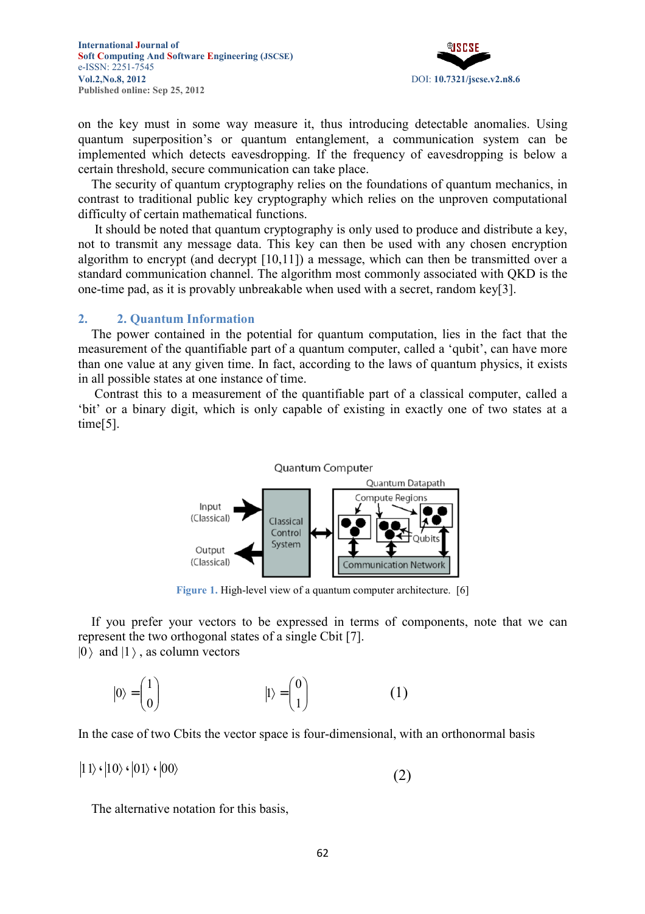on the key must in some way measure it, thus introducing detectable anomalies. Using quantum superposition's or quantum entanglement, a communication system can be implemented which detects eavesdropping. If the frequency of eavesdropping is below a certain threshold, secure communication can take place.

The security of quantum cryptography relies on the foundations of quantum mechanics, in contrast to traditional public key cryptography which relies on the unproven computational difficulty of certain mathematical functions.

It should be noted that quantum cryptography is only used to produce and distribute a key, not to transmit any message data. This key can then be used with any chosen encryption algorithm to encrypt (and decrypt [10,11]) a message, which can then be transmitted over a standard communication channel. The algorithm most commonly associated with QKD is the one-time pad, as it is provably unbreakable when used with a secret, random key[3].

## 2. 2. Quantum Information

The power contained in the potential for quantum computation, lies in the fact that the measurement of the quantifiable part of a quantum computer, called a 'qubit', can have more than one value at any given time. In fact, according to the laws of quantum physics, it exists in all possible states at one instance of time.

Contrast this to a measurement of the quantifiable part of a classical computer, called a 'bit' or a binary digit, which is only capable of existing in exactly one of two states at a time[5].

Figure 1. High-level view of a quantum computer architecture. [6]

If you prefer your vectors to be expressed in terms of components, note that we can represent the two orthogonal states of a single Cbit [7].
$|0\rangle$ and $|1\rangle$, as column vectors

$$|0\rangle = \begin{pmatrix} 1 \\ 0 \end{pmatrix} \qquad |1\rangle = \begin{pmatrix} 0 \\ 1 \end{pmatrix} \qquad (1)$$

In the case of two Cbits the vector space is four-dimensional, with an orthonormal basis

$$|11\rangle, |10\rangle, |01\rangle, |00\rangle \qquad (2)$$

The alternative notation for this basis,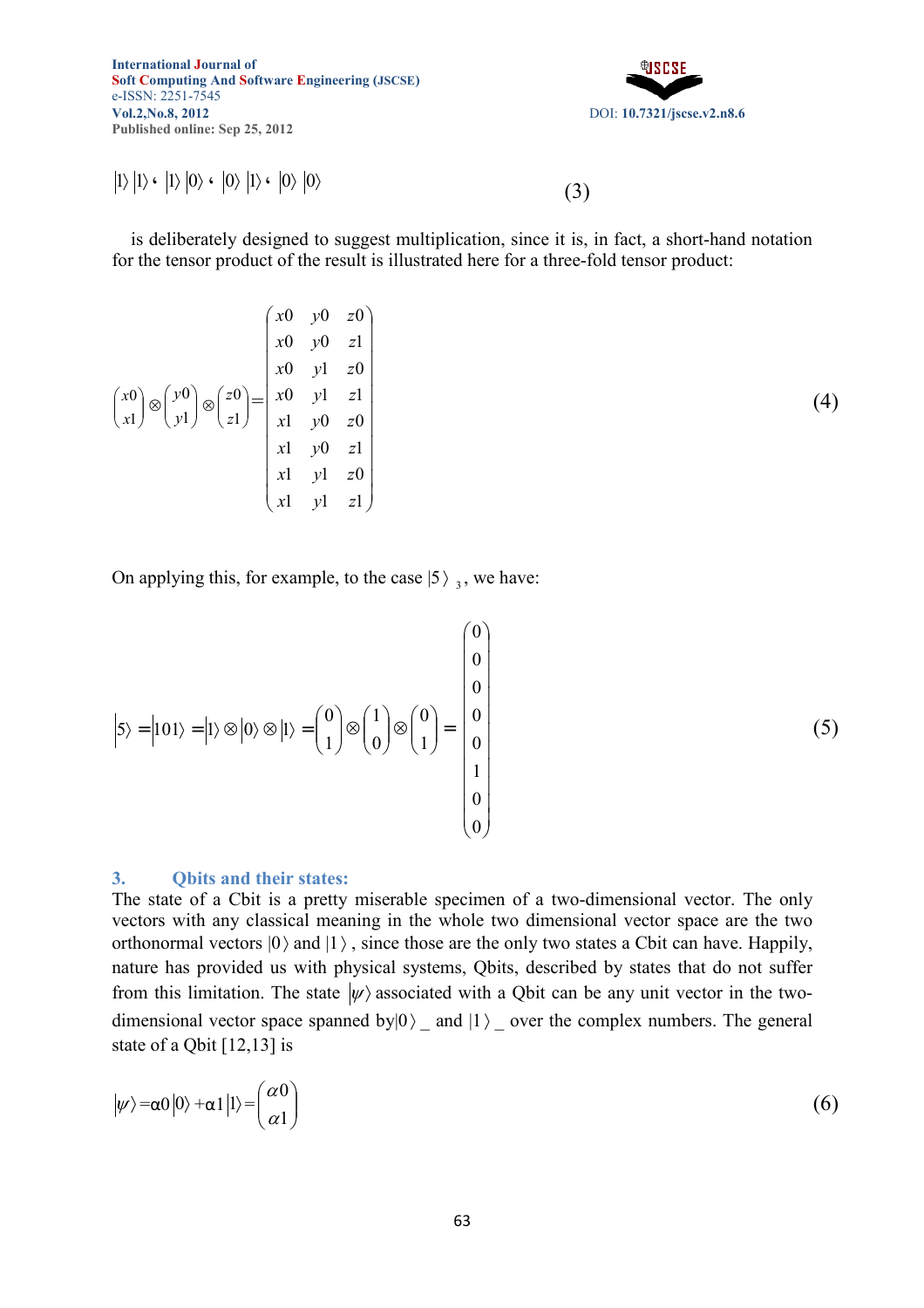$$|1\rangle|1\rangle \text{‘} \; |1\rangle|0\rangle \text{‘} \; |0\rangle|1\rangle \text{‘} \; |0\rangle|0\rangle \tag{3}$$

is deliberately designed to suggest multiplication, since it is, in fact, a short-hand notation for the tensor product of the result is illustrated here for a three-fold tensor product:

$$\begin{pmatrix} x0 \\ x1 \end{pmatrix} \otimes \begin{pmatrix} y0 \\ y1 \end{pmatrix} \otimes \begin{pmatrix} z0 \\ z1 \end{pmatrix} = \begin{pmatrix} x0 & y0 & z0 \\ x0 & y0 & z1 \\ x0 & y1 & z0 \\ x0 & y1 & z1 \\ x1 & y0 & z0 \\ x1 & y0 & z1 \\ x1 & y1 & z0 \\ x1 & y1 & z1 \end{pmatrix} \tag{4}$$

On applying this, for example, to the case $|5\rangle_3$, we have:

$$|5\rangle = |101\rangle = |1\rangle \otimes |0\rangle \otimes |1\rangle = \begin{pmatrix} 0 \\ 1 \end{pmatrix} \otimes \begin{pmatrix} 1 \\ 0 \end{pmatrix} \otimes \begin{pmatrix} 0 \\ 1 \end{pmatrix} = \begin{pmatrix} 0 \\ 0 \\ 0 \\ 0 \\ 0 \\ 1 \\ 0 \\ 0 \end{pmatrix} \tag{5}$$

## 3. Qbits and their states:

The state of a Cbit is a pretty miserable specimen of a two-dimensional vector. The only vectors with any classical meaning in the whole two dimensional vector space are the two orthonormal vectors $|0\rangle$ and $|1\rangle$, since those are the only two states a Cbit can have. Happily, nature has provided us with physical systems, Qbits, described by states that do not suffer from this limitation. The state $|\psi\rangle$ associated with a Qbit can be any unit vector in the two-dimensional vector space spanned by$|0\rangle$ _ and $|1\rangle$ _ over the complex numbers. The general state of a Qbit [12,13] is

$$|\psi\rangle = \alpha 0\,|0\rangle + \alpha 1\,|1\rangle = \begin{pmatrix} \alpha 0 \\ \alpha 1 \end{pmatrix} \tag{6}$$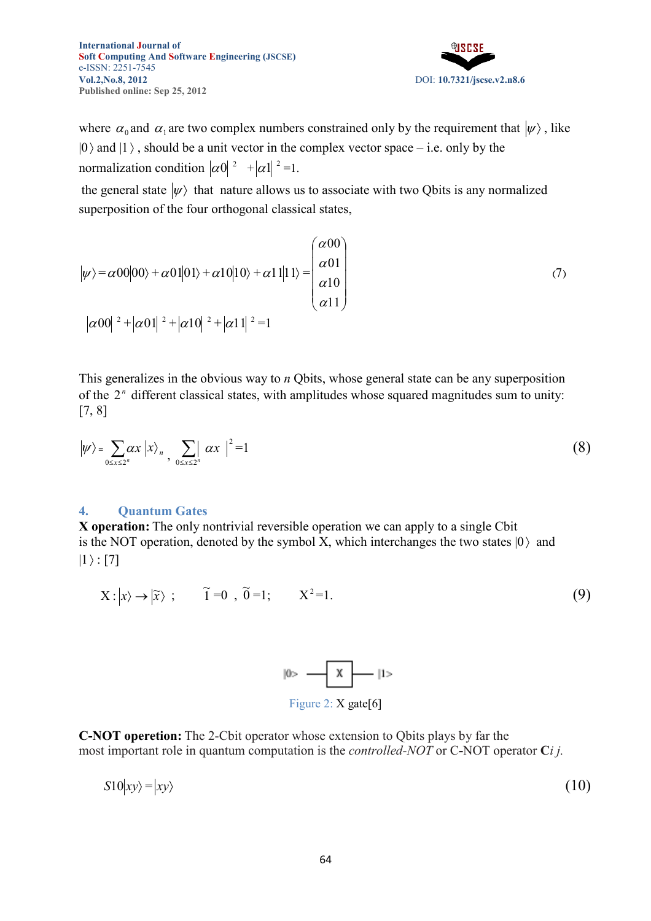where $\alpha_0$ and $\alpha_1$ are two complex numbers constrained only by the requirement that $|\psi\rangle$, like $|0\rangle$ and $|1\rangle$, should be a unit vector in the complex vector space – i.e. only by the normalization condition $|\alpha 0|^2 + |\alpha 1|^2 = 1$.

the general state $|\psi\rangle$ that nature allows us to associate with two Qbits is any normalized superposition of the four orthogonal classical states,

$$|\psi\rangle = \alpha 00|00\rangle + \alpha 01|01\rangle + \alpha 10|10\rangle + \alpha 11|11\rangle = \begin{pmatrix} \alpha 00 \\ \alpha 01 \\ \alpha 10 \\ \alpha 11 \end{pmatrix} \tag{7}$$

$$|\alpha 00|^2 + |\alpha 01|^2 + |\alpha 10|^2 + |\alpha 11|^2 = 1$$

This generalizes in the obvious way to $n$ Qbits, whose general state can be any superposition of the $2^n$ different classical states, with amplitudes whose squared magnitudes sum to unity: [7, 8]

$$|\psi\rangle = \sum_{0 \le x \le 2^n} \alpha x \, |x\rangle_n, \quad \sum_{0 \le x \le 2^n} |\alpha x|^2 = 1 \tag{8}$$

## 4. Quantum Gates

**X operation:** The only nontrivial reversible operation we can apply to a single Cbit is the NOT operation, denoted by the symbol X, which interchanges the two states $|0\rangle$ and $|1\rangle$: [7]

$$X : |x\rangle \to |\tilde{x}\rangle ; \quad \tilde{1} = 0 , \; \tilde{0} = 1; \quad X^2 = 1. \tag{9}$$

Figure 2: X gate[6]

**C-NOT operetion:** The 2-Cbit operator whose extension to Qbits plays by far the most important role in quantum computation is the *controlled-NOT* or C-NOT operator **C***i j.*

$$S10|xy\rangle = |xy\rangle \tag{10}$$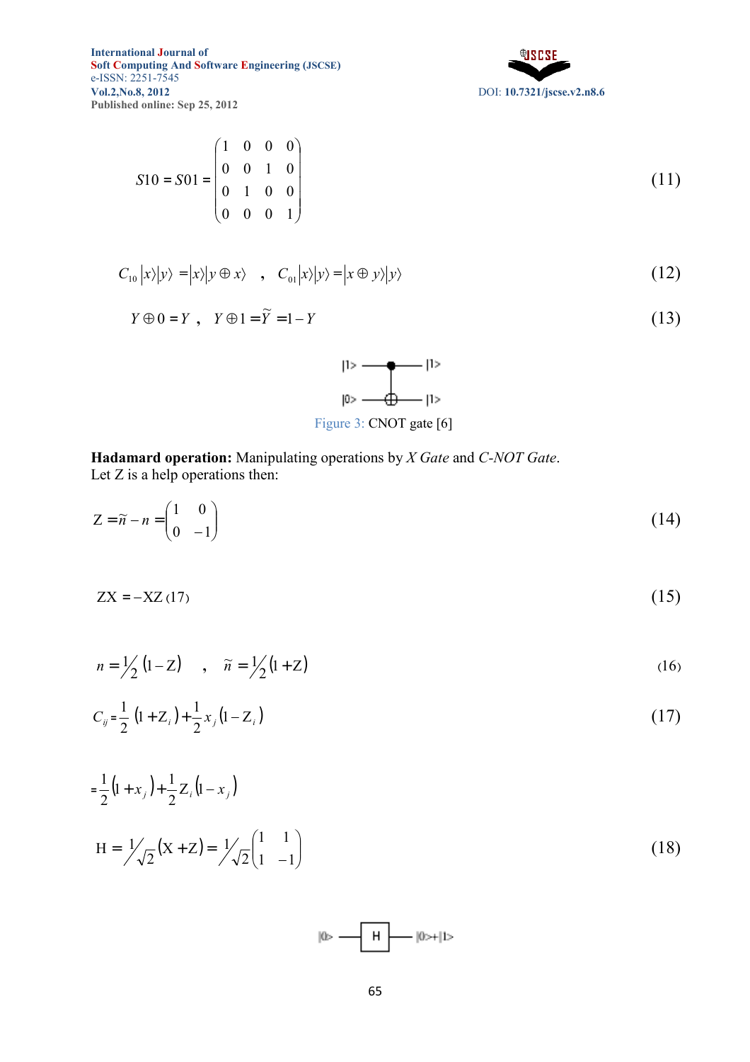$$S10 = S01 = \begin{pmatrix} 1 & 0 & 0 & 0 \\ 0 & 0 & 1 & 0 \\ 0 & 1 & 0 & 0 \\ 0 & 0 & 0 & 1 \end{pmatrix} \tag{11}$$

$$C_{10}|x\rangle|y\rangle = |x\rangle|y \oplus x\rangle \quad , \quad C_{01}|x\rangle|y\rangle = |x \oplus y\rangle|y\rangle \tag{12}$$

$$Y \oplus 0 = Y \ , \quad Y \oplus 1 = \tilde{Y} = 1 - Y \tag{13}$$

Figure 3: CNOT gate [6]

**Hadamard operation:** Manipulating operations by *X Gate* and *C-NOT Gate*.
Let Z is a help operations then:

$$Z = \tilde{n} - n = \begin{pmatrix} 1 & 0 \\ 0 & -1 \end{pmatrix} \tag{14}$$

$$ZX = -XZ \ (17) \tag{15}$$

$$n = \frac{1}{2}(1 - Z) \quad , \quad \tilde{n} = \frac{1}{2}(1 + Z) \tag{16}$$

$$C_{ij} = \frac{1}{2}(1 + Z_i) + \frac{1}{2}x_j(1 - Z_i) \tag{17}$$

$$= \frac{1}{2}(1 + x_j) + \frac{1}{2}Z_i(1 - x_j)$$

$$H = \frac{1}{\sqrt{2}}(X + Z) = \frac{1}{\sqrt{2}}\begin{pmatrix} 1 & 1 \\ 1 & -1 \end{pmatrix} \tag{18}$$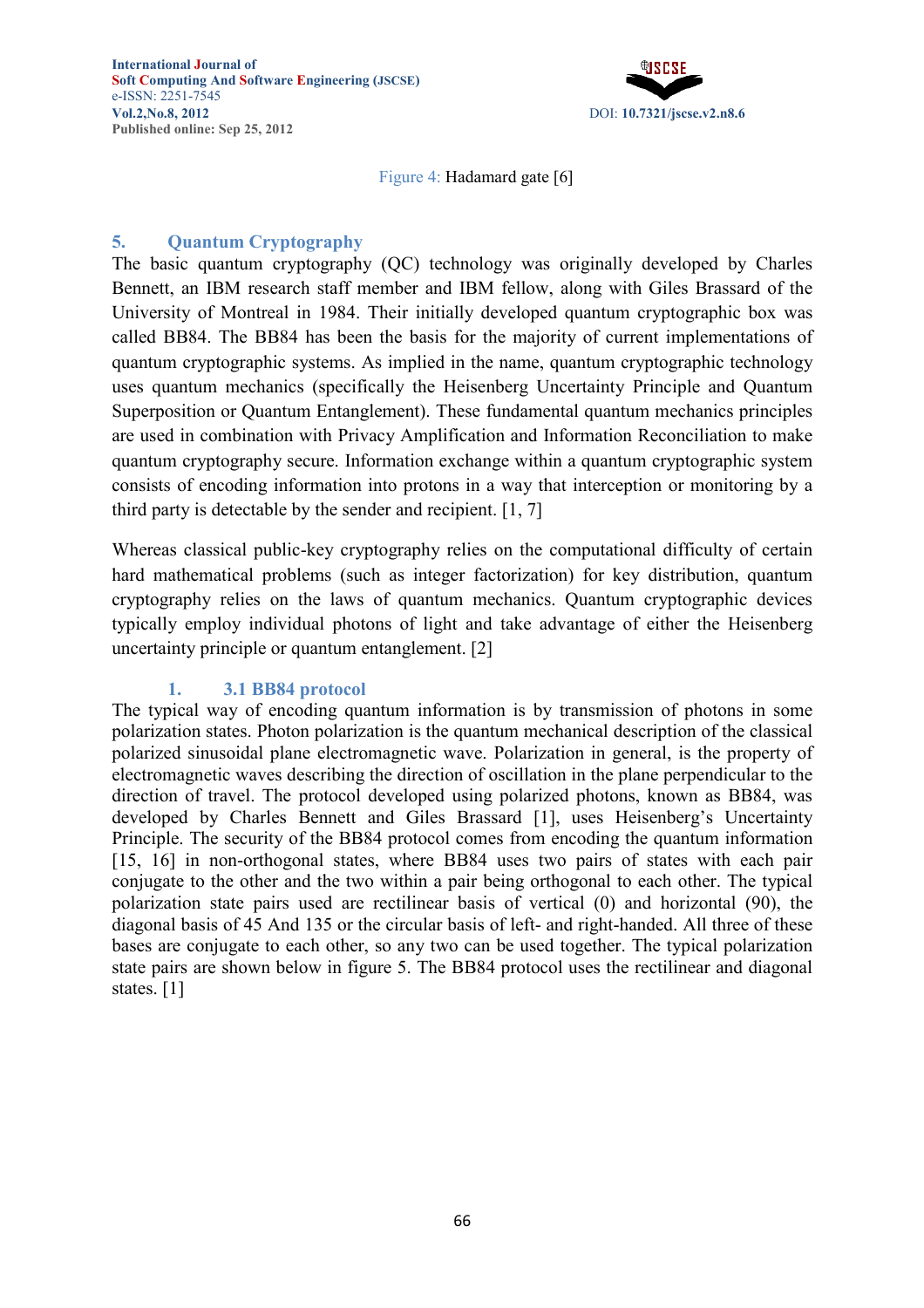Figure 4: Hadamard gate [6]

## 5. Quantum Cryptography

The basic quantum cryptography (QC) technology was originally developed by Charles Bennett, an IBM research staff member and IBM fellow, along with Giles Brassard of the University of Montreal in 1984. Their initially developed quantum cryptographic box was called BB84. The BB84 has been the basis for the majority of current implementations of quantum cryptographic systems. As implied in the name, quantum cryptographic technology uses quantum mechanics (specifically the Heisenberg Uncertainty Principle and Quantum Superposition or Quantum Entanglement). These fundamental quantum mechanics principles are used in combination with Privacy Amplification and Information Reconciliation to make quantum cryptography secure. Information exchange within a quantum cryptographic system consists of encoding information into protons in a way that interception or monitoring by a third party is detectable by the sender and recipient. [1, 7]

Whereas classical public-key cryptography relies on the computational difficulty of certain hard mathematical problems (such as integer factorization) for key distribution, quantum cryptography relies on the laws of quantum mechanics. Quantum cryptographic devices typically employ individual photons of light and take advantage of either the Heisenberg uncertainty principle or quantum entanglement. [2]

### 1. 3.1 BB84 protocol

The typical way of encoding quantum information is by transmission of photons in some polarization states. Photon polarization is the quantum mechanical description of the classical polarized sinusoidal plane electromagnetic wave. Polarization in general, is the property of electromagnetic waves describing the direction of oscillation in the plane perpendicular to the direction of travel. The protocol developed using polarized photons, known as BB84, was developed by Charles Bennett and Giles Brassard [1], uses Heisenberg's Uncertainty Principle. The security of the BB84 protocol comes from encoding the quantum information [15, 16] in non-orthogonal states, where BB84 uses two pairs of states with each pair conjugate to the other and the two within a pair being orthogonal to each other. The typical polarization state pairs used are rectilinear basis of vertical (0) and horizontal (90), the diagonal basis of 45 And 135 or the circular basis of left- and right-handed. All three of these bases are conjugate to each other, so any two can be used together. The typical polarization state pairs are shown below in figure 5. The BB84 protocol uses the rectilinear and diagonal states. [1]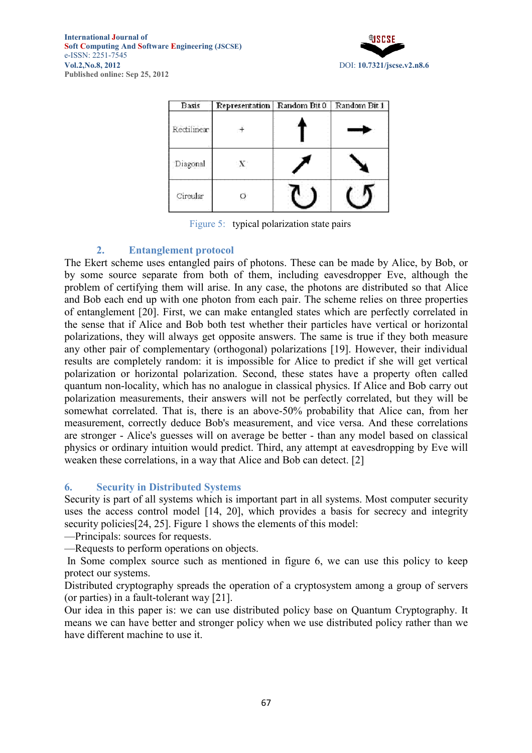| Basis | Representation | Random Bit 0 | Random Bit 1 |
|---|---|---|---|
| Rectilinear | + | ↑ | → |
| Diagonal | X | ↗ | ↘ |
| Circular | O | ↻ | ↺ |

Figure 5: typical polarization state pairs

## 2. Entanglement protocol

The Ekert scheme uses entangled pairs of photons. These can be made by Alice, by Bob, or by some source separate from both of them, including eavesdropper Eve, although the problem of certifying them will arise. In any case, the photons are distributed so that Alice and Bob each end up with one photon from each pair. The scheme relies on three properties of entanglement [20]. First, we can make entangled states which are perfectly correlated in the sense that if Alice and Bob both test whether their particles have vertical or horizontal polarizations, they will always get opposite answers. The same is true if they both measure any other pair of complementary (orthogonal) polarizations [19]. However, their individual results are completely random: it is impossible for Alice to predict if she will get vertical polarization or horizontal polarization. Second, these states have a property often called quantum non-locality, which has no analogue in classical physics. If Alice and Bob carry out polarization measurements, their answers will not be perfectly correlated, but they will be somewhat correlated. That is, there is an above-50% probability that Alice can, from her measurement, correctly deduce Bob's measurement, and vice versa. And these correlations are stronger - Alice's guesses will on average be better - than any model based on classical physics or ordinary intuition would predict. Third, any attempt at eavesdropping by Eve will weaken these correlations, in a way that Alice and Bob can detect. [2]

## 6. Security in Distributed Systems

Security is part of all systems which is important part in all systems. Most computer security uses the access control model [14, 20], which provides a basis for secrecy and integrity security policies[24, 25]. Figure 1 shows the elements of this model:

—Principals: sources for requests.

—Requests to perform operations on objects.

In Some complex source such as mentioned in figure 6, we can use this policy to keep protect our systems.

Distributed cryptography spreads the operation of a cryptosystem among a group of servers (or parties) in a fault-tolerant way [21].

Our idea in this paper is: we can use distributed policy base on Quantum Cryptography. It means we can have better and stronger policy when we use distributed policy rather than we have different machine to use it.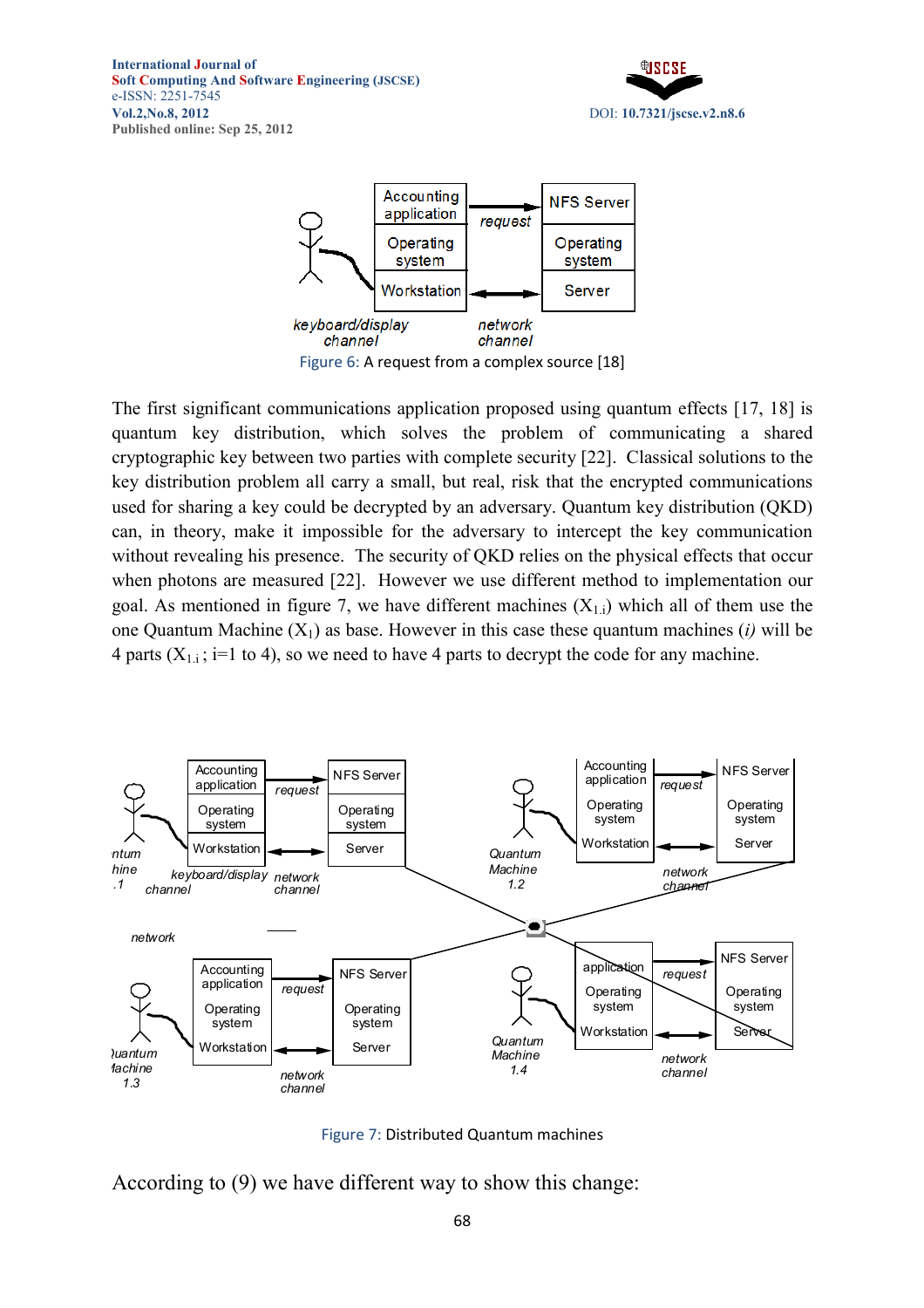Figure 6: A request from a complex source [18]

The first significant communications application proposed using quantum effects [17, 18] is quantum key distribution, which solves the problem of communicating a shared cryptographic key between two parties with complete security [22]. Classical solutions to the key distribution problem all carry a small, but real, risk that the encrypted communications used for sharing a key could be decrypted by an adversary. Quantum key distribution (QKD) can, in theory, make it impossible for the adversary to intercept the key communication without revealing his presence. The security of QKD relies on the physical effects that occur when photons are measured [22]. However we use different method to implementation our goal. As mentioned in figure 7, we have different machines ($X_{1,i}$) which all of them use the one Quantum Machine ($X_1$) as base. However in this case these quantum machines (*i*) will be 4 parts ($X_{1,i}$ ; i=1 to 4), so we need to have 4 parts to decrypt the code for any machine.

Figure 7: Distributed Quantum machines

According to (9) we have different way to show this change: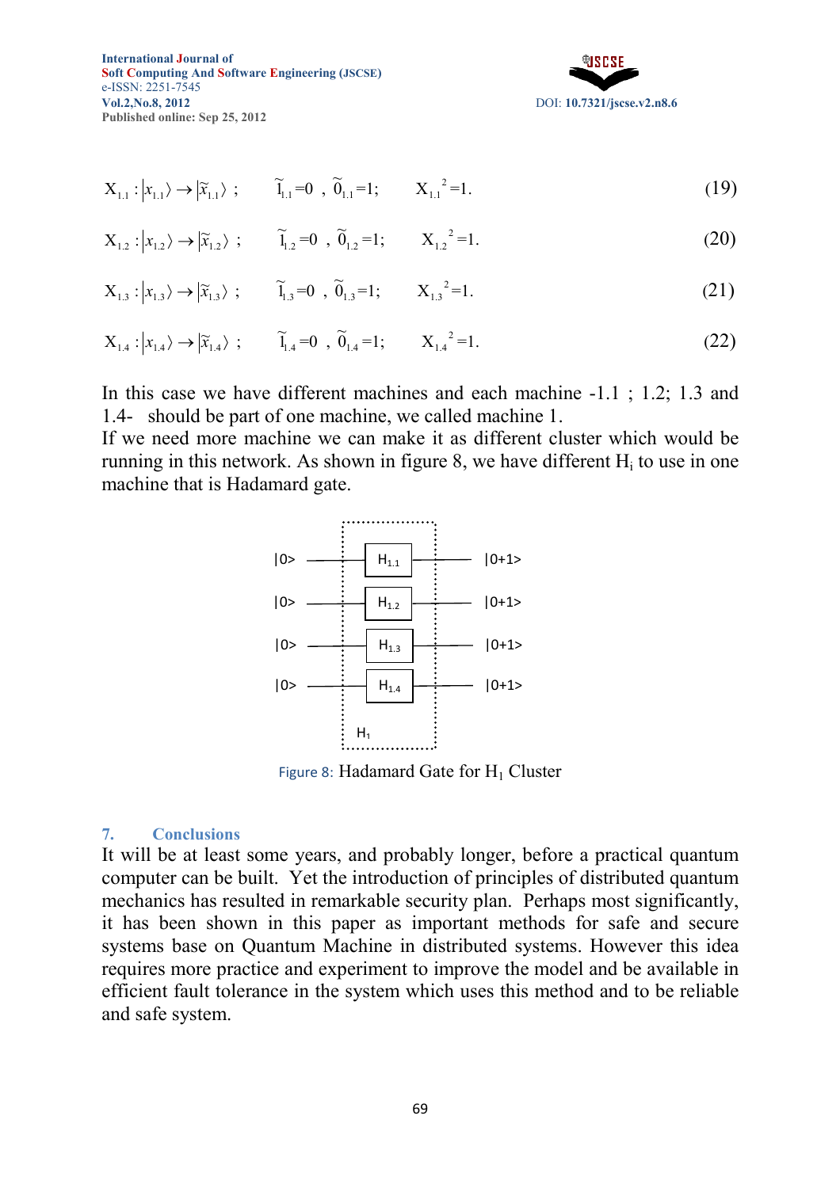$$X_{1.1} : |x_{1.1}\rangle \rightarrow |\tilde{x}_{1.1}\rangle \ ; \qquad \tilde{1}_{1.1}=0 \ , \ \tilde{0}_{1.1}=1; \qquad X_{1.1}{}^{2}=1. \tag{19}$$

$$X_{1.2} : |x_{1.2}\rangle \rightarrow |\tilde{x}_{1.2}\rangle \ ; \qquad \tilde{1}_{1.2}=0 \ , \ \tilde{0}_{1.2}=1; \qquad X_{1.2}{}^{2}=1. \tag{20}$$

$$X_{1.3} : |x_{1.3}\rangle \rightarrow |\tilde{x}_{1.3}\rangle \ ; \qquad \tilde{1}_{1.3}=0 \ , \ \tilde{0}_{1.3}=1; \qquad X_{1.3}{}^{2}=1. \tag{21}$$

$$X_{1.4} : |x_{1.4}\rangle \rightarrow |\tilde{x}_{1.4}\rangle \ ; \qquad \tilde{1}_{1.4}=0 \ , \ \tilde{0}_{1.4}=1; \qquad X_{1.4}{}^{2}=1. \tag{22}$$

In this case we have different machines and each machine -1.1 ; 1.2; 1.3 and 1.4- should be part of one machine, we called machine 1.
If we need more machine we can make it as different cluster which would be running in this network. As shown in figure 8, we have different $H_i$ to use in one machine that is Hadamard gate.

|0> — $H_{1.1}$ — |0+1>
|0> — $H_{1.2}$ — |0+1>
|0> — $H_{1.3}$ — |0+1>
|0> — $H_{1.4}$ — |0+1>

$H_1$

Figure 8: Hadamard Gate for $H_1$ Cluster

## 7. Conclusions

It will be at least some years, and probably longer, before a practical quantum computer can be built. Yet the introduction of principles of distributed quantum mechanics has resulted in remarkable security plan. Perhaps most significantly, it has been shown in this paper as important methods for safe and secure systems base on Quantum Machine in distributed systems. However this idea requires more practice and experiment to improve the model and be available in efficient fault tolerance in the system which uses this method and to be reliable and safe system.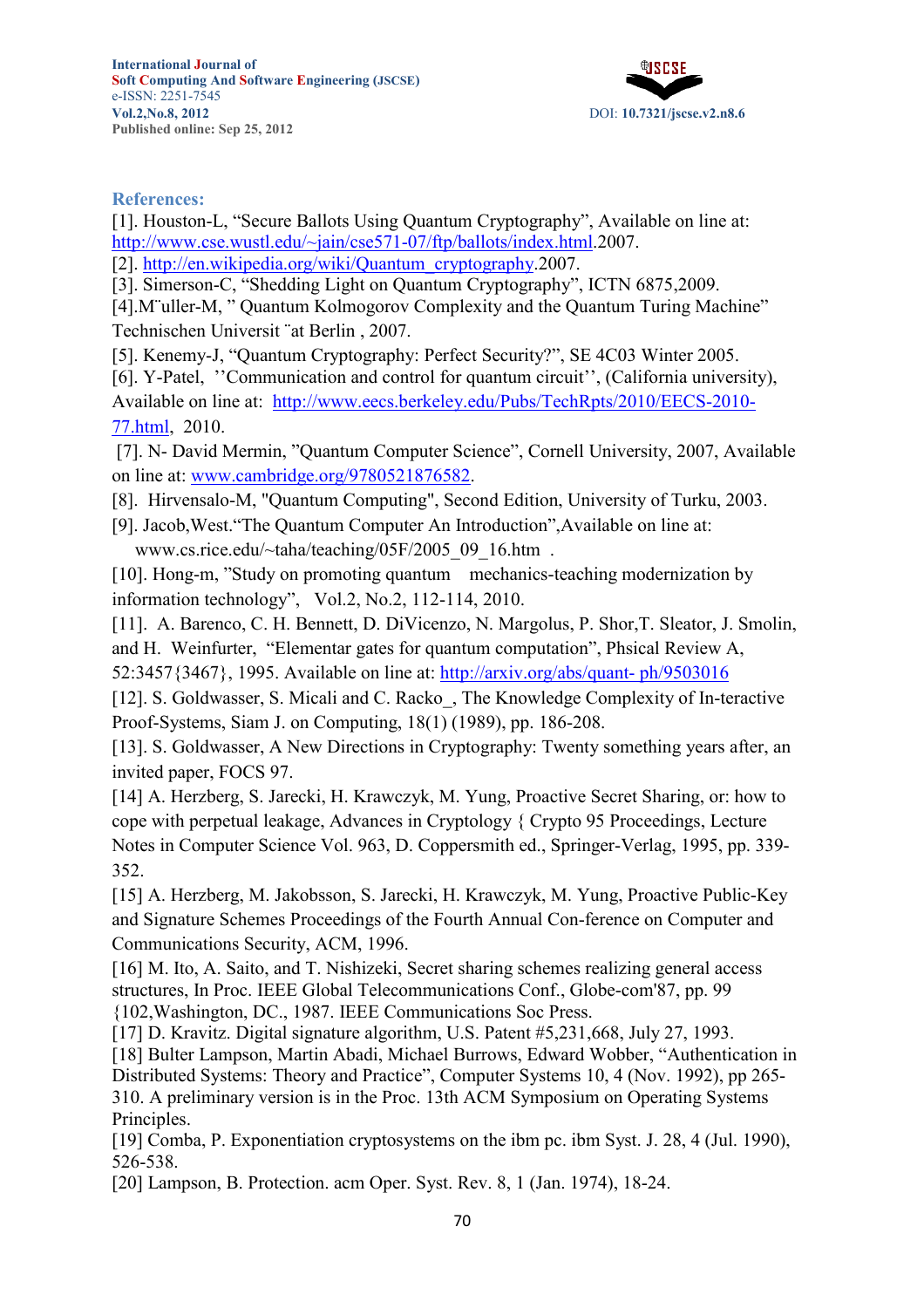## References:

[1]. Houston-L, "Secure Ballots Using Quantum Cryptography", Available on line at: http://www.cse.wustl.edu/~jain/cse571-07/ftp/ballots/index.html.2007.

[2]. http://en.wikipedia.org/wiki/Quantum_cryptography.2007.

[3]. Simerson-C, "Shedding Light on Quantum Cryptography", ICTN 6875,2009.

[4].M¨uller-M, " Quantum Kolmogorov Complexity and the Quantum Turing Machine" Technischen Universit ¨at Berlin , 2007.

[5]. Kenemy-J, "Quantum Cryptography: Perfect Security?", SE 4C03 Winter 2005.

[6]. Y-Patel, ''Communication and control for quantum circuit'', (California university), Available on line at: http://www.eecs.berkeley.edu/Pubs/TechRpts/2010/EECS-2010-77.html, 2010.

[7]. N- David Mermin, "Quantum Computer Science", Cornell University, 2007, Available on line at: www.cambridge.org/9780521876582.

[8]. Hirvensalo-M, "Quantum Computing", Second Edition, University of Turku, 2003.

[9]. Jacob,West."The Quantum Computer An Introduction",Available on line at: www.cs.rice.edu/~taha/teaching/05F/2005_09_16.htm .

[10]. Hong-m, "Study on promoting quantum mechanics-teaching modernization by information technology", Vol.2, No.2, 112-114, 2010.

[11]. A. Barenco, C. H. Bennett, D. DiVicenzo, N. Margolus, P. Shor,T. Sleator, J. Smolin, and H. Weinfurter, "Elementar gates for quantum computation", Phsical Review A, 52:3457{3467}, 1995. Available on line at: http://arxiv.org/abs/quant- ph/9503016

[12]. S. Goldwasser, S. Micali and C. Racko_, The Knowledge Complexity of In-teractive Proof-Systems, Siam J. on Computing, 18(1) (1989), pp. 186-208.

[13]. S. Goldwasser, A New Directions in Cryptography: Twenty something years after, an invited paper, FOCS 97.

[14] A. Herzberg, S. Jarecki, H. Krawczyk, M. Yung, Proactive Secret Sharing, or: how to cope with perpetual leakage, Advances in Cryptology { Crypto 95 Proceedings, Lecture Notes in Computer Science Vol. 963, D. Coppersmith ed., Springer-Verlag, 1995, pp. 339-352.

[15] A. Herzberg, M. Jakobsson, S. Jarecki, H. Krawczyk, M. Yung, Proactive Public-Key and Signature Schemes Proceedings of the Fourth Annual Con-ference on Computer and Communications Security, ACM, 1996.

[16] M. Ito, A. Saito, and T. Nishizeki, Secret sharing schemes realizing general access structures, In Proc. IEEE Global Telecommunications Conf., Globe-com'87, pp. 99 {102,Washington, DC., 1987. IEEE Communications Soc Press.

[17] D. Kravitz. Digital signature algorithm, U.S. Patent #5,231,668, July 27, 1993.

[18] Bulter Lampson, Martin Abadi, Michael Burrows, Edward Wobber, "Authentication in Distributed Systems: Theory and Practice", Computer Systems 10, 4 (Nov. 1992), pp 265-310. A preliminary version is in the Proc. 13th ACM Symposium on Operating Systems Principles.

[19] Comba, P. Exponentiation cryptosystems on the ibm pc. ibm Syst. J. 28, 4 (Jul. 1990), 526-538.

[20] Lampson, B. Protection. acm Oper. Syst. Rev. 8, 1 (Jan. 1974), 18-24.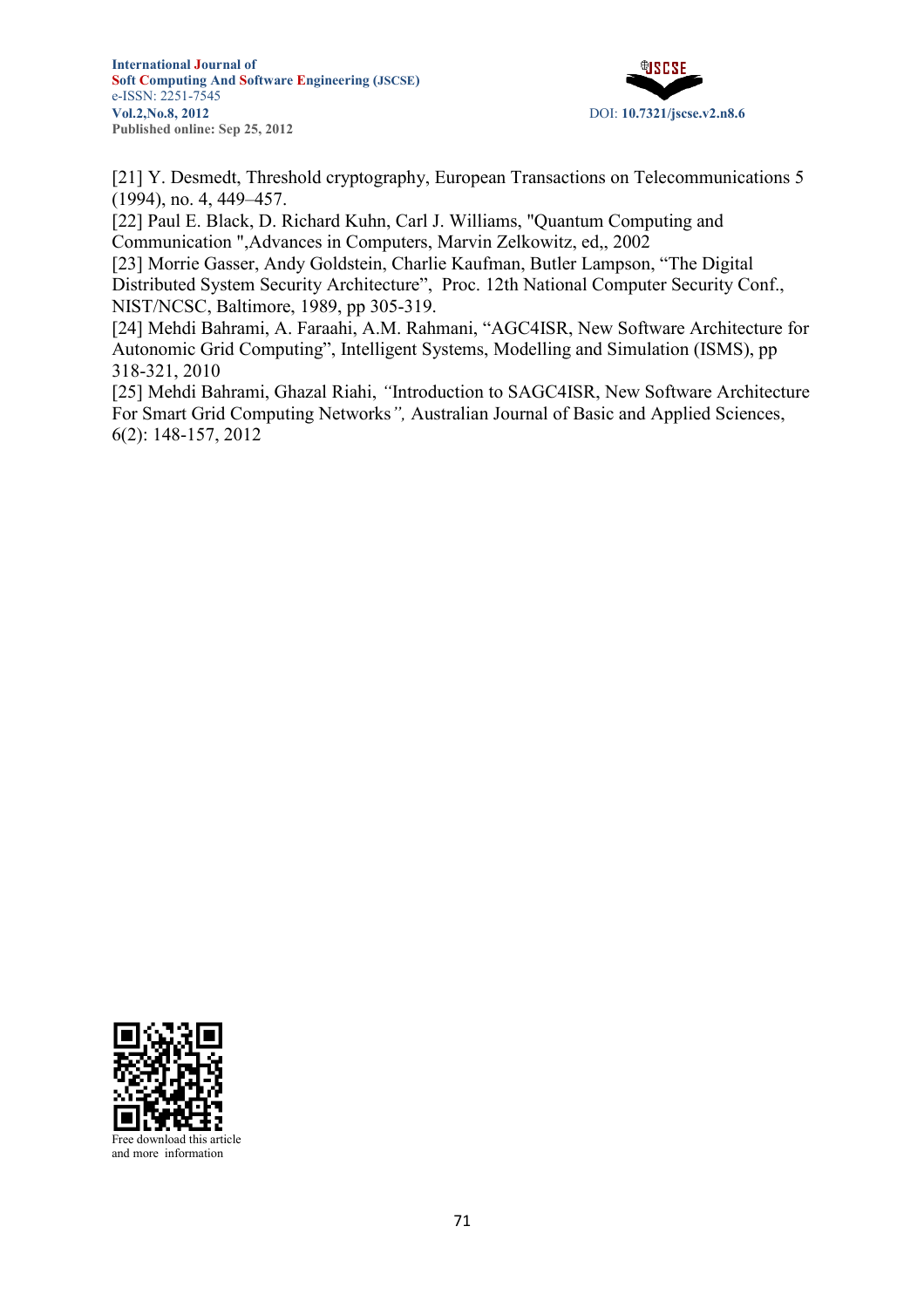[21] Y. Desmedt, Threshold cryptography, European Transactions on Telecommunications 5 (1994), no. 4, 449–457.

[22] Paul E. Black, D. Richard Kuhn, Carl J. Williams, "Quantum Computing and Communication ",Advances in Computers, Marvin Zelkowitz, ed,, 2002

[23] Morrie Gasser, Andy Goldstein, Charlie Kaufman, Butler Lampson, "The Digital Distributed System Security Architecture", Proc. 12th National Computer Security Conf., NIST/NCSC, Baltimore, 1989, pp 305-319.

[24] Mehdi Bahrami, A. Faraahi, A.M. Rahmani, "AGC4ISR, New Software Architecture for Autonomic Grid Computing", Intelligent Systems, Modelling and Simulation (ISMS), pp 318-321, 2010

[25] Mehdi Bahrami, Ghazal Riahi, *"*Introduction to SAGC4ISR, New Software Architecture For Smart Grid Computing Networks*",* Australian Journal of Basic and Applied Sciences, 6(2): 148-157, 2012

Free download this article and more information